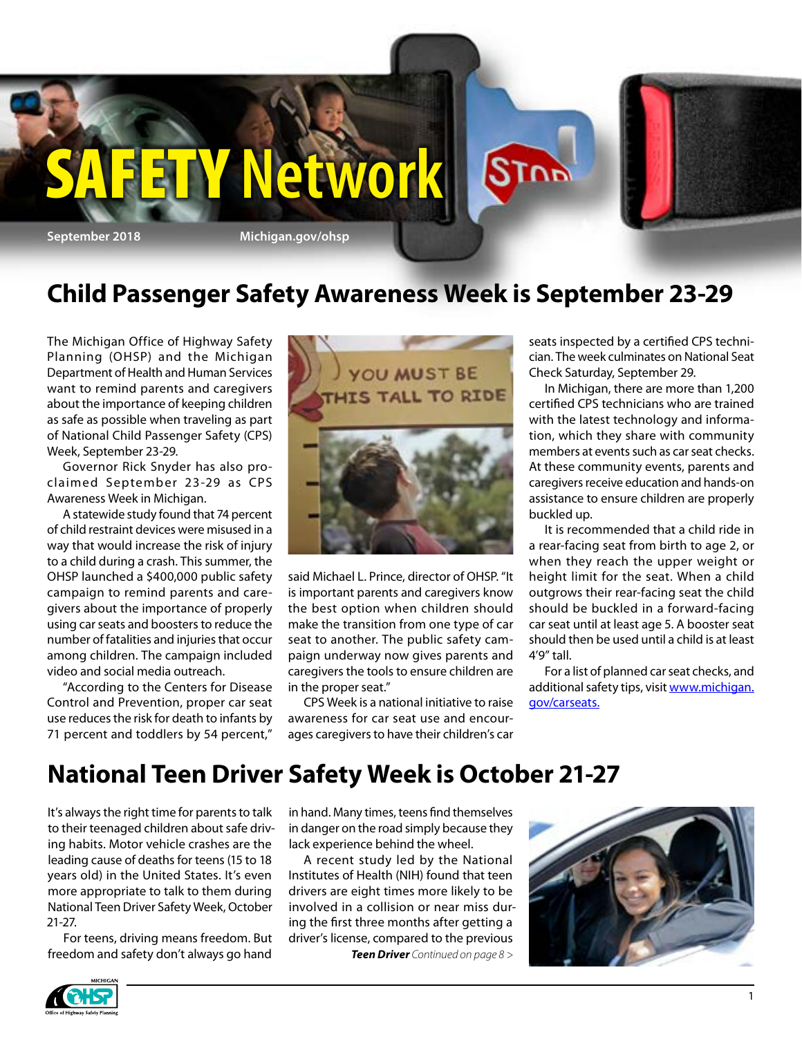# SAFETY Network

September 2018 | Michigan.gov/ohsp

## Child Passenger Safety Awareness Week is September 23-29

The Michigan Office of Highway Safety Planning (OHSP) and the Michigan Department of Health and Human Services want to remind parents and caregivers about the importance of keeping children as safe as possible when traveling as part of National Child Passenger Safety (CPS) Week, September 23-29.

Governor Rick Snyder has also proclaimed September 23-29 as CPS Awareness Week in Michigan.

A statewide study found that 74 percent of child restraint devices were misused in a way that would increase the risk of injury to a child during a crash. This summer, the OHSP launched a $400,000 public safety campaign to remind parents and caregivers about the importance of properly using car seats and boosters to reduce the number of fatalities and injuries that occur among children. The campaign included video and social media outreach.

"According to the Centers for Disease Control and Prevention, proper car seat use reduces the risk for death to infants by 71 percent and toddlers by 54 percent," said Michael L. Prince, director of OHSP. "It is important parents and caregivers know the best option when children should make the transition from one type of car seat to another. The public safety campaign underway now gives parents and caregivers the tools to ensure children are in the proper seat."

CPS Week is a national initiative to raise awareness for car seat use and encourages caregivers to have their children's car seats inspected by a certified CPS technician. The week culminates on National Seat Check Saturday, September 29.

In Michigan, there are more than 1,200 certified CPS technicians who are trained with the latest technology and information, which they share with community members at events such as car seat checks. At these community events, parents and caregivers receive education and hands-on assistance to ensure children are properly buckled up.

It is recommended that a child ride in a rear-facing seat from birth to age 2, or when they reach the upper weight or height limit for the seat. When a child outgrows their rear-facing seat the child should be buckled in a forward-facing car seat until at least age 5. A booster seat should then be used until a child is at least 4'9" tall.

For a list of planned car seat checks, and additional safety tips, visit www.michigan.gov/carseats.

## National Teen Driver Safety Week is October 21-27

It's always the right time for parents to talk to their teenaged children about safe driving habits. Motor vehicle crashes are the leading cause of deaths for teens (15 to 18 years old) in the United States. It's even more appropriate to talk to them during National Teen Driver Safety Week, October 21-27.

For teens, driving means freedom. But freedom and safety don't always go hand in hand. Many times, teens find themselves in danger on the road simply because they lack experience behind the wheel.

A recent study led by the National Institutes of Health (NIH) found that teen drivers are eight times more likely to be involved in a collision or near miss during the first three months after getting a driver's license, compared to the previous

***Teen Driver*** *Continued on page 8 >*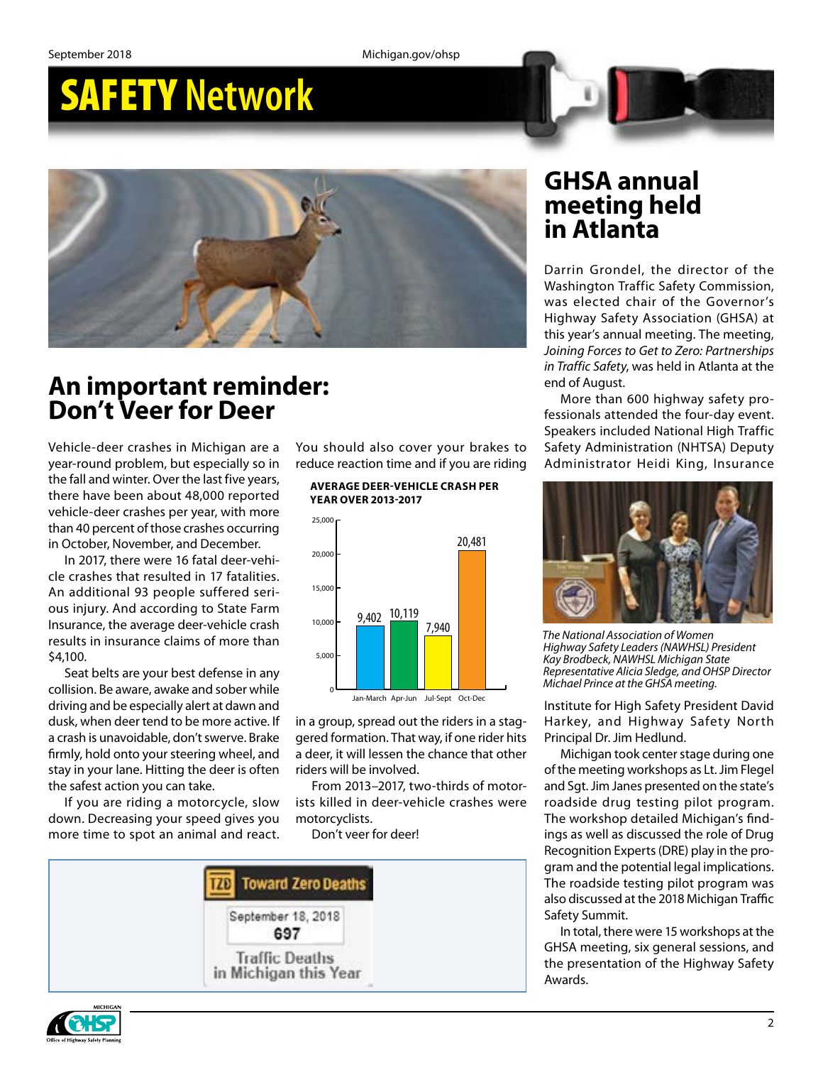# SAFETY Network

## An important reminder: Don't Veer for Deer

Vehicle-deer crashes in Michigan are a year-round problem, but especially so in the fall and winter. Over the last five years, there have been about 48,000 reported vehicle-deer crashes per year, with more than 40 percent of those crashes occurring in October, November, and December.

In 2017, there were 16 fatal deer-vehicle crashes that resulted in 17 fatalities. An additional 93 people suffered serious injury. And according to State Farm Insurance, the average deer-vehicle crash results in insurance claims of more than $4,100.

Seat belts are your best defense in any collision. Be aware, awake and sober while driving and be especially alert at dawn and dusk, when deer tend to be more active. If a crash is unavoidable, don't swerve. Brake firmly, hold onto your steering wheel, and stay in your lane. Hitting the deer is often the safest action you can take.

If you are riding a motorcycle, slow down. Decreasing your speed gives you more time to spot an animal and react. You should also cover your brakes to reduce reaction time and if you are riding in a group, spread out the riders in a staggered formation. That way, if one rider hits a deer, it will lessen the chance that other riders will be involved.

**AVERAGE DEER-VEHICLE CRASH PER YEAR OVER 2013-2017**

| Period | Crashes |
| --- | --- |
| Jan-March | 9,402 |
| Apr-Jun | 10,119 |
| Jul-Sept | 7,940 |
| Oct-Dec | 20,481 |

From 2013–2017, two-thirds of motorists killed in deer-vehicle crashes were motorcyclists.

Don't veer for deer!

**Toward Zero Deaths**

September 18, 2018

**697**

Traffic Deaths in Michigan this Year

## GHSA annual meeting held in Atlanta

Darrin Grondel, the director of the Washington Traffic Safety Commission, was elected chair of the Governor's Highway Safety Association (GHSA) at this year's annual meeting. The meeting, *Joining Forces to Get to Zero: Partnerships in Traffic Safety*, was held in Atlanta at the end of August.

More than 600 highway safety professionals attended the four-day event. Speakers included National High Traffic Safety Administration (NHTSA) Deputy Administrator Heidi King, Insurance Institute for High Safety President David Harkey, and Highway Safety North Principal Dr. Jim Hedlund.

*The National Association of Women Highway Safety Leaders (NAWHSL) President Kay Brodbeck, NAWHSL Michigan State Representative Alicia Sledge, and OHSP Director Michael Prince at the GHSA meeting.*

Michigan took center stage during one of the meeting workshops as Lt. Jim Flegel and Sgt. Jim Janes presented on the state's roadside drug testing pilot program. The workshop detailed Michigan's findings as well as discussed the role of Drug Recognition Experts (DRE) play in the program and the potential legal implications. The roadside testing pilot program was also discussed at the 2018 Michigan Traffic Safety Summit.

In total, there were 15 workshops at the GHSA meeting, six general sessions, and the presentation of the Highway Safety Awards.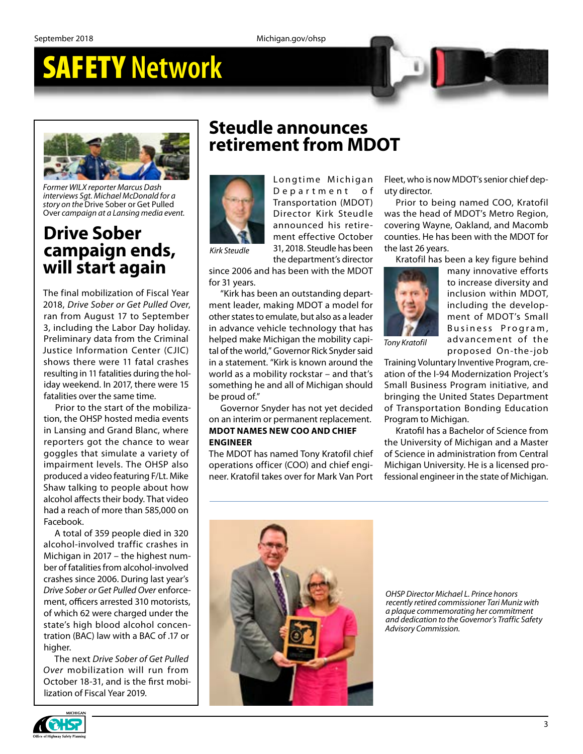# SAFETY Network

*Former WILX reporter Marcus Dash interviews Sgt. Michael McDonald for a story on the* Drive Sober or Get Pulled Over *campaign at a Lansing media event.*

## Drive Sober campaign ends, will start again

The final mobilization of Fiscal Year 2018, *Drive Sober or Get Pulled Over*, ran from August 17 to September 3, including the Labor Day holiday. Preliminary data from the Criminal Justice Information Center (CJIC) shows there were 11 fatal crashes resulting in 11 fatalities during the holiday weekend. In 2017, there were 15 fatalities over the same time.

Prior to the start of the mobilization, the OHSP hosted media events in Lansing and Grand Blanc, where reporters got the chance to wear goggles that simulate a variety of impairment levels. The OHSP also produced a video featuring F/Lt. Mike Shaw talking to people about how alcohol affects their body. That video had a reach of more than 585,000 on Facebook.

A total of 359 people died in 320 alcohol-involved traffic crashes in Michigan in 2017 – the highest number of fatalities from alcohol-involved crashes since 2006. During last year's *Drive Sober or Get Pulled Over* enforcement, officers arrested 310 motorists, of which 62 were charged under the state's high blood alcohol concentration (BAC) law with a BAC of .17 or higher.

The next *Drive Sober of Get Pulled Over* mobilization will run from October 18-31, and is the first mobilization of Fiscal Year 2019.

## Steudle announces retirement from MDOT

*Kirk Steudle*

Longtime Michigan Department of Transportation (MDOT) Director Kirk Steudle announced his retirement effective October 31, 2018. Steudle has been the department's director since 2006 and has been with the MDOT for 31 years.

"Kirk has been an outstanding department leader, making MDOT a model for other states to emulate, but also as a leader in advance vehicle technology that has helped make Michigan the mobility capital of the world," Governor Rick Snyder said in a statement. "Kirk is known around the world as a mobility rockstar – and that's something he and all of Michigan should be proud of."

Governor Snyder has not yet decided on an interim or permanent replacement.

**MDOT NAMES NEW COO AND CHIEF ENGINEER**

The MDOT has named Tony Kratofil chief operations officer (COO) and chief engineer. Kratofil takes over for Mark Van Port Fleet, who is now MDOT's senior chief deputy director.

Prior to being named COO, Kratofil was the head of MDOT's Metro Region, covering Wayne, Oakland, and Macomb counties. He has been with the MDOT for the last 26 years.

*Tony Kratofil*

Kratofil has been a key figure behind many innovative efforts to increase diversity and inclusion within MDOT, including the development of MDOT's Small Business Program, advancement of the proposed On-the-job Training Voluntary Inventive Program, creation of the I-94 Modernization Project's Small Business Program initiative, and bringing the United States Department of Transportation Bonding Education Program to Michigan.

Kratofil has a Bachelor of Science from the University of Michigan and a Master of Science in administration from Central Michigan University. He is a licensed professional engineer in the state of Michigan.

*OHSP Director Michael L. Prince honors recently retired commissioner Tari Muniz with a plaque commemorating her commitment and dedication to the Governor's Traffic Safety Advisory Commission.*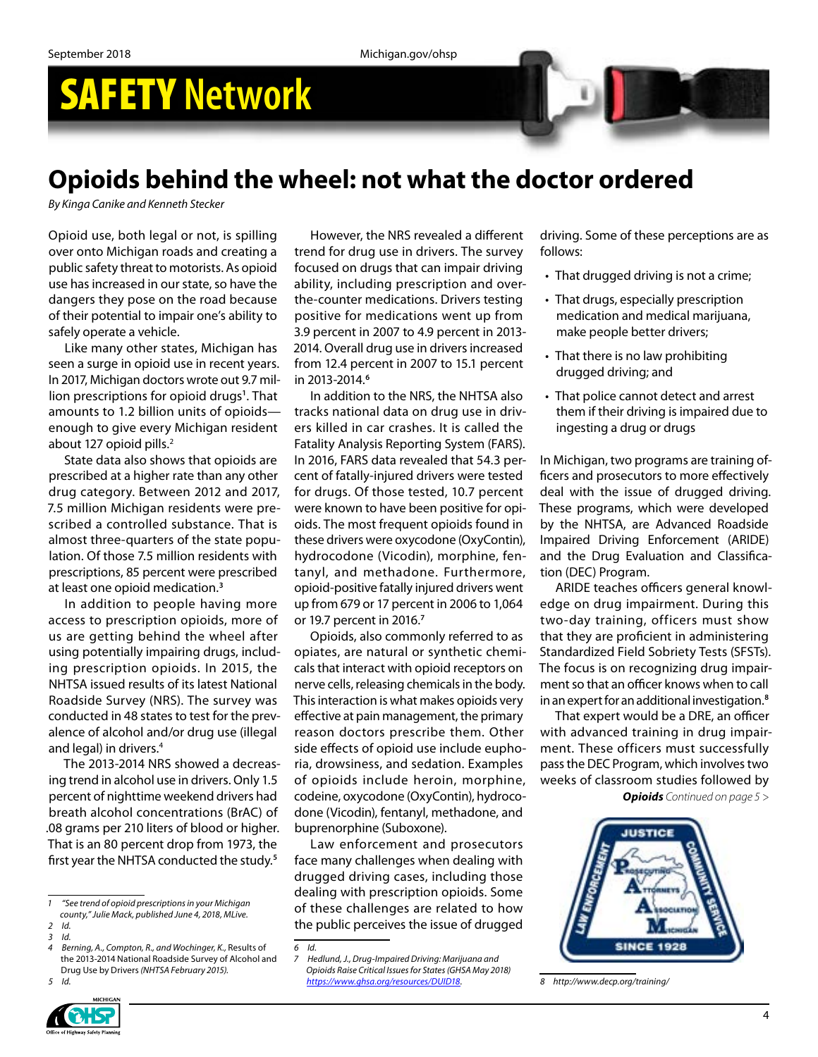# SAFETY Network

## Opioids behind the wheel: not what the doctor ordered

*By Kinga Canike and Kenneth Stecker*

Opioid use, both legal or not, is spilling over onto Michigan roads and creating a public safety threat to motorists. As opioid use has increased in our state, so have the dangers they pose on the road because of their potential to impair one's ability to safely operate a vehicle.

Like many other states, Michigan has seen a surge in opioid use in recent years. In 2017, Michigan doctors wrote out 9.7 million prescriptions for opioid drugs[1]. That amounts to 1.2 billion units of opioids—enough to give every Michigan resident about 127 opioid pills.[2]

State data also shows that opioids are prescribed at a higher rate than any other drug category. Between 2012 and 2017, 7.5 million Michigan residents were prescribed a controlled substance. That is almost three-quarters of the state population. Of those 7.5 million residents with prescriptions, 85 percent were prescribed at least one opioid medication.[3]

In addition to people having more access to prescription opioids, more of us are getting behind the wheel after using potentially impairing drugs, including prescription opioids. In 2015, the NHTSA issued results of its latest National Roadside Survey (NRS). The survey was conducted in 48 states to test for the prevalence of alcohol and/or drug use (illegal and legal) in drivers.[4]

The 2013-2014 NRS showed a decreasing trend in alcohol use in drivers. Only 1.5 percent of nighttime weekend drivers had breath alcohol concentrations (BrAC) of .08 grams per 210 liters of blood or higher. That is an 80 percent drop from 1973, the first year the NHTSA conducted the study.[5]

However, the NRS revealed a different trend for drug use in drivers. The survey focused on drugs that can impair driving ability, including prescription and over-the-counter medications. Drivers testing positive for medications went up from 3.9 percent in 2007 to 4.9 percent in 2013-2014. Overall drug use in drivers increased from 12.4 percent in 2007 to 15.1 percent in 2013-2014.[6]

In addition to the NRS, the NHTSA also tracks national data on drug use in drivers killed in car crashes. It is called the Fatality Analysis Reporting System (FARS). In 2016, FARS data revealed that 54.3 percent of fatally-injured drivers were tested for drugs. Of those tested, 10.7 percent were known to have been positive for opioids. The most frequent opioids found in these drivers were oxycodone (OxyContin), hydrocodone (Vicodin), morphine, fentanyl, and methadone. Furthermore, opioid-positive fatally injured drivers went up from 679 or 17 percent in 2006 to 1,064 or 19.7 percent in 2016.[7]

Opioids, also commonly referred to as opiates, are natural or synthetic chemicals that interact with opioid receptors on nerve cells, releasing chemicals in the body. This interaction is what makes opioids very effective at pain management, the primary reason doctors prescribe them. Other side effects of opioid use include euphoria, drowsiness, and sedation. Examples of opioids include heroin, morphine, codeine, oxycodone (OxyContin), hydrocodone (Vicodin), fentanyl, methadone, and buprenorphine (Suboxone).

Law enforcement and prosecutors face many challenges when dealing with drugged driving cases, including those dealing with prescription opioids. Some of these challenges are related to how the public perceives the issue of drugged driving. Some of these perceptions are as follows:

- That drugged driving is not a crime;
- That drugs, especially prescription medication and medical marijuana, make people better drivers;
- That there is no law prohibiting drugged driving; and
- That police cannot detect and arrest them if their driving is impaired due to ingesting a drug or drugs

In Michigan, two programs are training officers and prosecutors to more effectively deal with the issue of drugged driving. These programs, which were developed by the NHTSA, are Advanced Roadside Impaired Driving Enforcement (ARIDE) and the Drug Evaluation and Classification (DEC) Program.

ARIDE teaches officers general knowledge on drug impairment. During this two-day training, officers must show that they are proficient in administering Standardized Field Sobriety Tests (SFSTs). The focus is on recognizing drug impairment so that an officer knows when to call in an expert for an additional investigation.[8]

That expert would be a DRE, an officer with advanced training in drug impairment. These officers must successfully pass the DEC Program, which involves two weeks of classroom studies followed by

***Opioids** Continued on page 5 >*

---

1 *"See trend of opioid prescriptions in your Michigan county," Julie Mack, published June 4, 2018, MLive.*

2 *Id.*

3 *Id.*

4 *Berning, A., Compton, R., and Wochinger, K.,* Results of the 2013-2014 National Roadside Survey of Alcohol and Drug Use by Drivers *(NHTSA February 2015).*

5 *Id.*

6 *Id.*

7 *Hedlund, J., Drug-Impaired Driving: Marijuana and Opioids Raise Critical Issues for States (GHSA May 2018) https://www.ghsa.org/resources/DUID18.*

8 *http://www.decp.org/training/*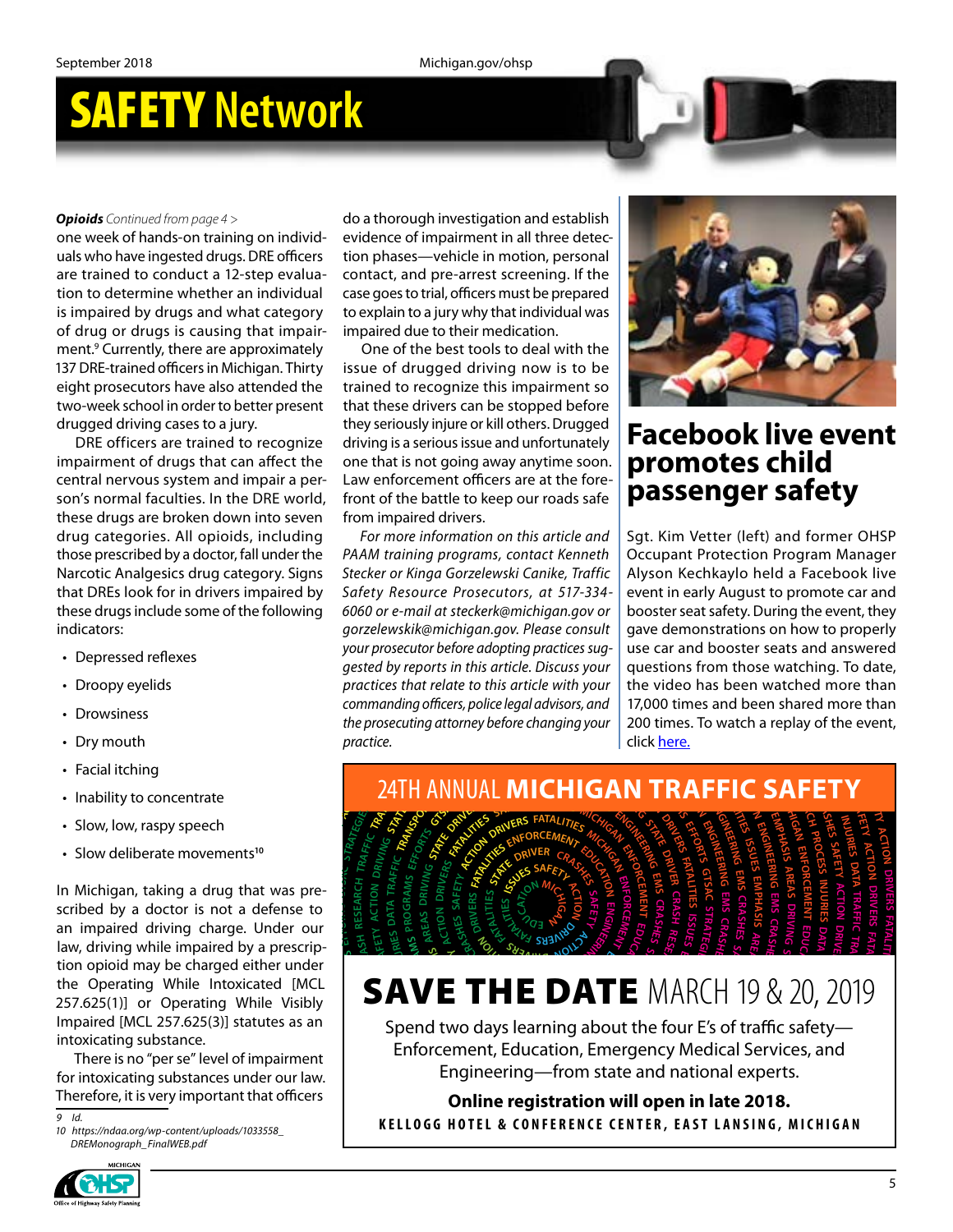***Opioids*** *Continued from page 4 >*

one week of hands-on training on individuals who have ingested drugs. DRE officers are trained to conduct a 12-step evaluation to determine whether an individual is impaired by drugs and what category of drug or drugs is causing that impairment.[9] Currently, there are approximately 137 DRE-trained officers in Michigan. Thirty eight prosecutors have also attended the two-week school in order to better present drugged driving cases to a jury.

DRE officers are trained to recognize impairment of drugs that can affect the central nervous system and impair a person's normal faculties. In the DRE world, these drugs are broken down into seven drug categories. All opioids, including those prescribed by a doctor, fall under the Narcotic Analgesics drug category. Signs that DREs look for in drivers impaired by these drugs include some of the following indicators:

- Depressed reflexes
- Droopy eyelids
- Drowsiness
- Dry mouth
- Facial itching
- Inability to concentrate
- Slow, low, raspy speech
- Slow deliberate movements[10]

In Michigan, taking a drug that was prescribed by a doctor is not a defense to an impaired driving charge. Under our law, driving while impaired by a prescription opioid may be charged either under the Operating While Intoxicated [MCL 257.625(1)] or Operating While Visibly Impaired [MCL 257.625(3)] statutes as an intoxicating substance.

There is no "per se" level of impairment for intoxicating substances under our law. Therefore, it is very important that officers do a thorough investigation and establish evidence of impairment in all three detection phases—vehicle in motion, personal contact, and pre-arrest screening. If the case goes to trial, officers must be prepared to explain to a jury why that individual was impaired due to their medication.

One of the best tools to deal with the issue of drugged driving now is to be trained to recognize this impairment so that these drivers can be stopped before they seriously injure or kill others. Drugged driving is a serious issue and unfortunately one that is not going away anytime soon. Law enforcement officers are at the forefront of the battle to keep our roads safe from impaired drivers.

*For more information on this article and PAAM training programs, contact Kenneth Stecker or Kinga Gorzelewski Canike, Traffic Safety Resource Prosecutors, at 517-334-6060 or e-mail at steckerk@michigan.gov or gorzelewskik@michigan.gov. Please consult your prosecutor before adopting practices suggested by reports in this article. Discuss your practices that relate to this article with your commanding officers, police legal advisors, and the prosecuting attorney before changing your practice.*

9 Id.

10 https://ndaa.org/wp-content/uploads/1033558_DREMonograph_FinalWEB.pdf

# Facebook live event promotes child passenger safety

Sgt. Kim Vetter (left) and former OHSP Occupant Protection Program Manager Alyson Kechkaylo held a Facebook live event in early August to promote car and booster seat safety. During the event, they gave demonstrations on how to properly use car and booster seats and answered questions from those watching. To date, the video has been watched more than 17,000 times and been shared more than 200 times. To watch a replay of the event, click here.

## 24TH ANNUAL **MICHIGAN TRAFFIC SAFETY**

# **SAVE THE DATE** MARCH 19 & 20, 2019

Spend two days learning about the four E's of traffic safety—Enforcement, Education, Emergency Medical Services, and Engineering—from state and national experts.

**Online registration will open in late 2018.**

**KELLOGG HOTEL & CONFERENCE CENTER, EAST LANSING, MICHIGAN**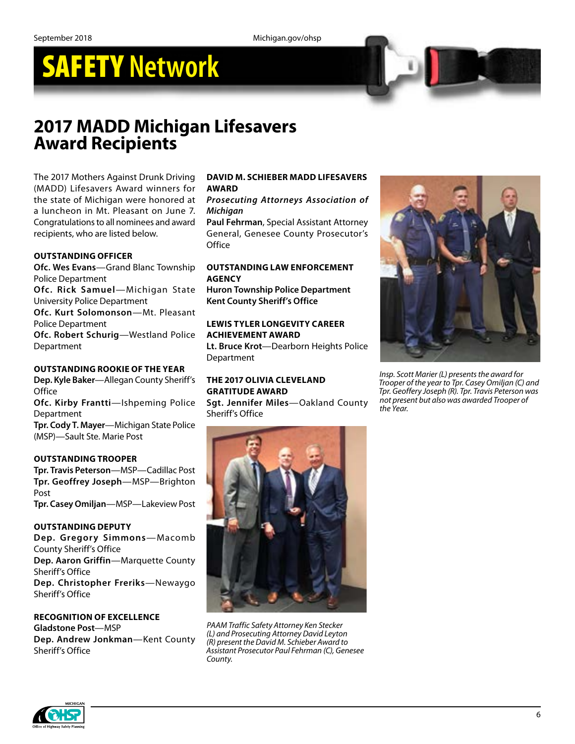# 2017 MADD Michigan Lifesavers Award Recipients

The 2017 Mothers Against Drunk Driving (MADD) Lifesavers Award winners for the state of Michigan were honored at a luncheon in Mt. Pleasant on June 7. Congratulations to all nominees and award recipients, who are listed below.

**OUTSTANDING OFFICER**

**Ofc. Wes Evans**—Grand Blanc Township Police Department
**Ofc. Rick Samuel**—Michigan State University Police Department
**Ofc. Kurt Solomonson**—Mt. Pleasant Police Department
**Ofc. Robert Schurig**—Westland Police Department

**OUTSTANDING ROOKIE OF THE YEAR**

**Dep. Kyle Baker**—Allegan County Sheriff's Office
**Ofc. Kirby Frantti**—Ishpeming Police Department
**Tpr. Cody T. Mayer**—Michigan State Police (MSP)—Sault Ste. Marie Post

**OUTSTANDING TROOPER**

**Tpr. Travis Peterson**—MSP—Cadillac Post
**Tpr. Geoffrey Joseph**—MSP—Brighton Post
**Tpr. Casey Omiljan**—MSP—Lakeview Post

**OUTSTANDING DEPUTY**

**Dep. Gregory Simmons**—Macomb County Sheriff's Office
**Dep. Aaron Griffin**—Marquette County Sheriff's Office
**Dep. Christopher Freriks**—Newaygo Sheriff's Office

**RECOGNITION OF EXCELLENCE**

**Gladstone Post**—MSP
**Dep. Andrew Jonkman**—Kent County Sheriff's Office

**DAVID M. SCHIEBER MADD LIFESAVERS AWARD**

***Prosecuting Attorneys Association of Michigan***
**Paul Fehrman**, Special Assistant Attorney General, Genesee County Prosecutor's Office

**OUTSTANDING LAW ENFORCEMENT AGENCY**

**Huron Township Police Department**
**Kent County Sheriff's Office**

**LEWIS TYLER LONGEVITY CAREER ACHIEVEMENT AWARD**

**Lt. Bruce Krot**—Dearborn Heights Police Department

**THE 2017 OLIVIA CLEVELAND GRATITUDE AWARD**

**Sgt. Jennifer Miles**—Oakland County Sheriff's Office

*PAAM Traffic Safety Attorney Ken Stecker (L) and Prosecuting Attorney David Leyton (R) present the David M. Schieber Award to Assistant Prosecutor Paul Fehrman (C), Genesee County.*

*Insp. Scott Marier (L) presents the award for Trooper of the year to Tpr. Casey Omiljan (C) and Tpr. Geoffery Joseph (R). Tpr. Travis Peterson was not present but also was awarded Trooper of the Year.*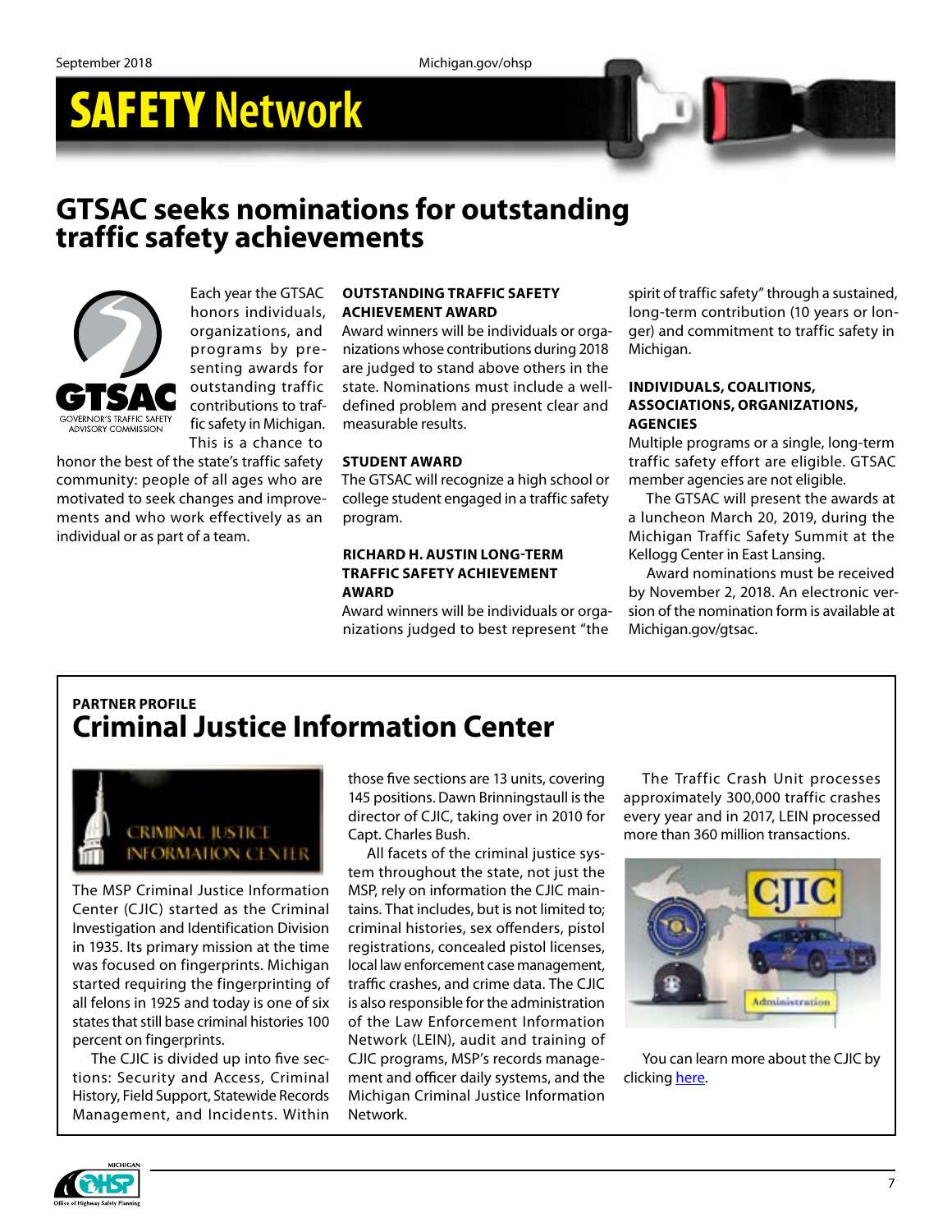# SAFETY Network

## GTSAC seeks nominations for outstanding traffic safety achievements

Each year the GTSAC honors individuals, organizations, and programs by presenting awards for outstanding traffic contributions to traffic safety in Michigan. This is a chance to honor the best of the state's traffic safety community: people of all ages who are motivated to seek changes and improvements and who work effectively as an individual or as part of a team.

**OUTSTANDING TRAFFIC SAFETY ACHIEVEMENT AWARD**

Award winners will be individuals or organizations whose contributions during 2018 are judged to stand above others in the state. Nominations must include a well-defined problem and present clear and measurable results.

**STUDENT AWARD**

The GTSAC will recognize a high school or college student engaged in a traffic safety program.

**RICHARD H. AUSTIN LONG-TERM TRAFFIC SAFETY ACHIEVEMENT AWARD**

Award winners will be individuals or organizations judged to best represent "the spirit of traffic safety" through a sustained, long-term contribution (10 years or longer) and commitment to traffic safety in Michigan.

**INDIVIDUALS, COALITIONS, ASSOCIATIONS, ORGANIZATIONS, AGENCIES**

Multiple programs or a single, long-term traffic safety effort are eligible. GTSAC member agencies are not eligible.

The GTSAC will present the awards at a luncheon March 20, 2019, during the Michigan Traffic Safety Summit at the Kellogg Center in East Lansing.

Award nominations must be received by November 2, 2018. An electronic version of the nomination form is available at Michigan.gov/gtsac.

**PARTNER PROFILE**

## Criminal Justice Information Center

The MSP Criminal Justice Information Center (CJIC) started as the Criminal Investigation and Identification Division in 1935. Its primary mission at the time was focused on fingerprints. Michigan started requiring the fingerprinting of all felons in 1925 and today is one of six states that still base criminal histories 100 percent on fingerprints.

The CJIC is divided up into five sections: Security and Access, Criminal History, Field Support, Statewide Records Management, and Incidents. Within those five sections are 13 units, covering 145 positions. Dawn Brinningstaull is the director of CJIC, taking over in 2010 for Capt. Charles Bush.

All facets of the criminal justice system throughout the state, not just the MSP, rely on information the CJIC maintains. That includes, but is not limited to; criminal histories, sex offenders, pistol registrations, concealed pistol licenses, local law enforcement case management, traffic crashes, and crime data. The CJIC is also responsible for the administration of the Law Enforcement Information Network (LEIN), audit and training of CJIC programs, MSP's records management and officer daily systems, and the Michigan Criminal Justice Information Network.

The Traffic Crash Unit processes approximately 300,000 traffic crashes every year and in 2017, LEIN processed more than 360 million transactions.

You can learn more about the CJIC by clicking here.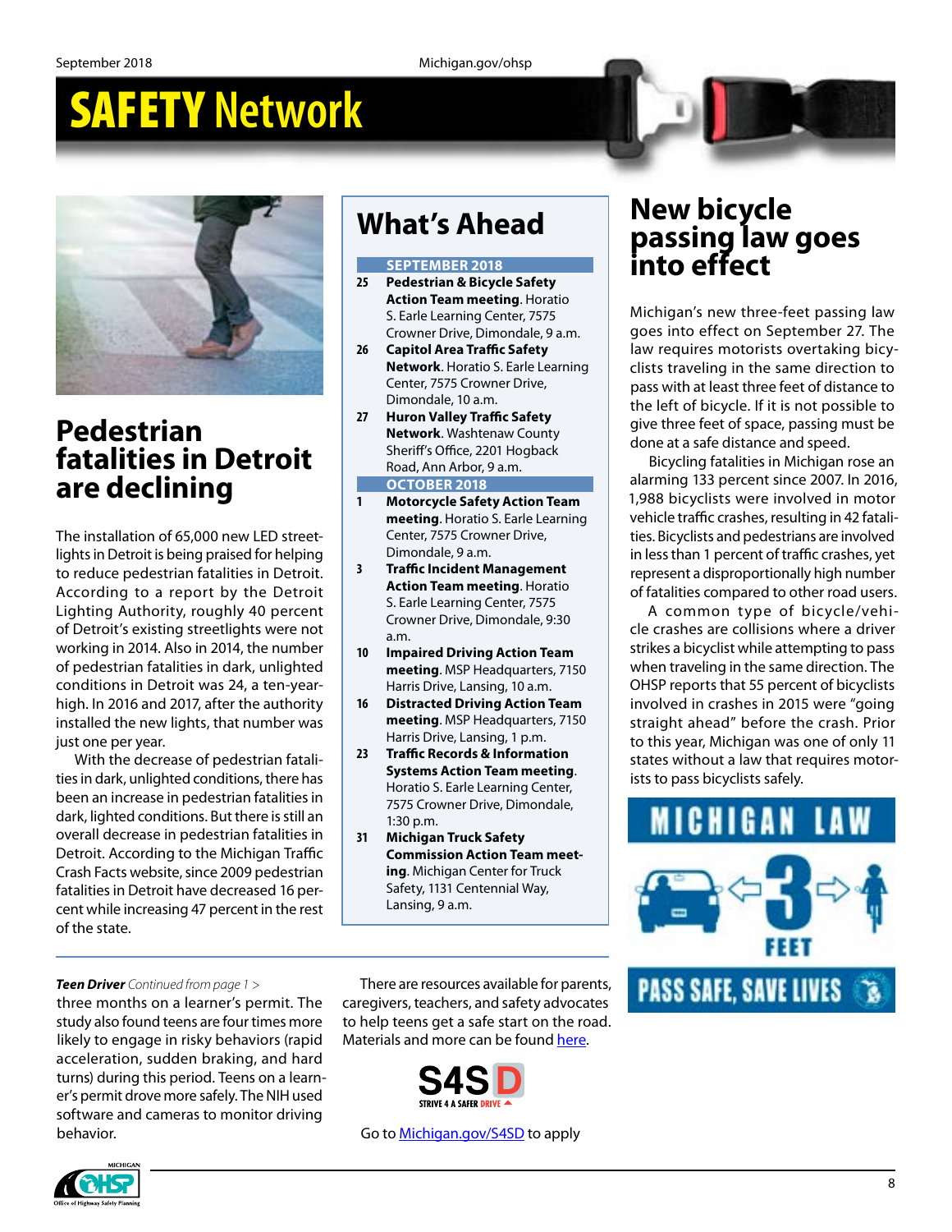# SAFETY Network

## Pedestrian fatalities in Detroit are declining

The installation of 65,000 new LED streetlights in Detroit is being praised for helping to reduce pedestrian fatalities in Detroit. According to a report by the Detroit Lighting Authority, roughly 40 percent of Detroit's existing streetlights were not working in 2014. Also in 2014, the number of pedestrian fatalities in dark, unlighted conditions in Detroit was 24, a ten-year-high. In 2016 and 2017, after the authority installed the new lights, that number was just one per year.

With the decrease of pedestrian fatalities in dark, unlighted conditions, there has been an increase in pedestrian fatalities in dark, lighted conditions. But there is still an overall decrease in pedestrian fatalities in Detroit. According to the Michigan Traffic Crash Facts website, since 2009 pedestrian fatalities in Detroit have decreased 16 percent while increasing 47 percent in the rest of the state.

## What's Ahead

**SEPTEMBER 2018**

- **25** **Pedestrian & Bicycle Safety Action Team meeting**. Horatio S. Earle Learning Center, 7575 Crowner Drive, Dimondale, 9 a.m.
- **26** **Capitol Area Traffic Safety Network**. Horatio S. Earle Learning Center, 7575 Crowner Drive, Dimondale, 10 a.m.
- **27** **Huron Valley Traffic Safety Network**. Washtenaw County Sheriff's Office, 2201 Hogback Road, Ann Arbor, 9 a.m.

**OCTOBER 2018**

- **1** **Motorcycle Safety Action Team meeting**. Horatio S. Earle Learning Center, 7575 Crowner Drive, Dimondale, 9 a.m.
- **3** **Traffic Incident Management Action Team meeting**. Horatio S. Earle Learning Center, 7575 Crowner Drive, Dimondale, 9:30 a.m.
- **10** **Impaired Driving Action Team meeting**. MSP Headquarters, 7150 Harris Drive, Lansing, 10 a.m.
- **16** **Distracted Driving Action Team meeting**. MSP Headquarters, 7150 Harris Drive, Lansing, 1 p.m.
- **23** **Traffic Records & Information Systems Action Team meeting**. Horatio S. Earle Learning Center, 7575 Crowner Drive, Dimondale, 1:30 p.m.
- **31** **Michigan Truck Safety Commission Action Team meeting**. Michigan Center for Truck Safety, 1131 Centennial Way, Lansing, 9 a.m.

## New bicycle passing law goes into effect

Michigan's new three-feet passing law goes into effect on September 27. The law requires motorists overtaking bicyclists traveling in the same direction to pass with at least three feet of distance to the left of bicycle. If it is not possible to give three feet of space, passing must be done at a safe distance and speed.

Bicycling fatalities in Michigan rose an alarming 133 percent since 2007. In 2016, 1,988 bicyclists were involved in motor vehicle traffic crashes, resulting in 42 fatalities. Bicyclists and pedestrians are involved in less than 1 percent of traffic crashes, yet represent a disproportionally high number of fatalities compared to other road users.

A common type of bicycle/vehicle crashes are collisions where a driver strikes a bicyclist while attempting to pass when traveling in the same direction. The OHSP reports that 55 percent of bicyclists involved in crashes in 2015 were "going straight ahead" before the crash. Prior to this year, Michigan was one of only 11 states without a law that requires motorists to pass bicyclists safely.

MICHIGAN LAW
3
FEET
PASS SAFE, SAVE LIVES

***Teen Driver*** *Continued from page 1 >*

three months on a learner's permit. The study also found teens are four times more likely to engage in risky behaviors (rapid acceleration, sudden braking, and hard turns) during this period. Teens on a learner's permit drove more safely. The NIH used software and cameras to monitor driving behavior.

There are resources available for parents, caregivers, teachers, and safety advocates to help teens get a safe start on the road. Materials and more can be found here.

S4SD
STRIVE 4 A SAFER DRIVE

Go to Michigan.gov/S4SD to apply